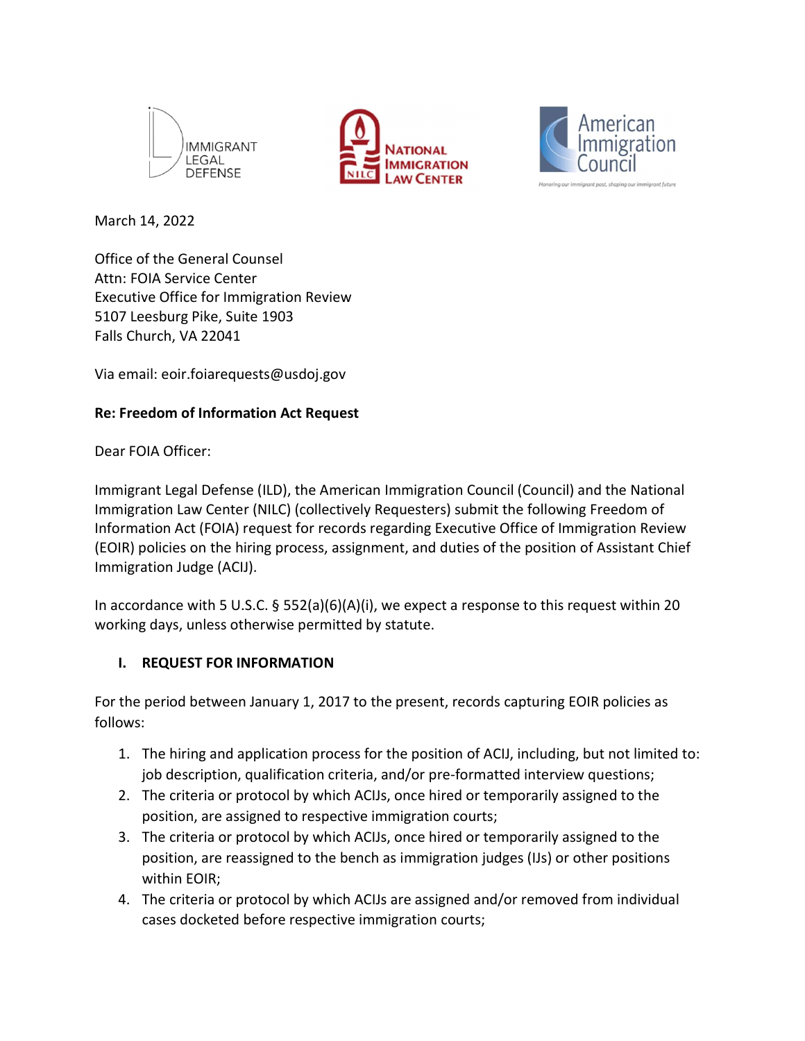March 14, 2022

Office of the General Counsel
Attn: FOIA Service Center
Executive Office for Immigration Review
5107 Leesburg Pike, Suite 1903
Falls Church, VA 22041

Via email: eoir.foiarequests@usdoj.gov

**Re: Freedom of Information Act Request**

Dear FOIA Officer:

Immigrant Legal Defense (ILD), the American Immigration Council (Council) and the National Immigration Law Center (NILC) (collectively Requesters) submit the following Freedom of Information Act (FOIA) request for records regarding Executive Office of Immigration Review (EOIR) policies on the hiring process, assignment, and duties of the position of Assistant Chief Immigration Judge (ACIJ).

In accordance with 5 U.S.C. § 552(a)(6)(A)(i), we expect a response to this request within 20 working days, unless otherwise permitted by statute.

## I. REQUEST FOR INFORMATION

For the period between January 1, 2017 to the present, records capturing EOIR policies as follows:

1. The hiring and application process for the position of ACIJ, including, but not limited to: job description, qualification criteria, and/or pre-formatted interview questions;
2. The criteria or protocol by which ACIJs, once hired or temporarily assigned to the position, are assigned to respective immigration courts;
3. The criteria or protocol by which ACIJs, once hired or temporarily assigned to the position, are reassigned to the bench as immigration judges (IJs) or other positions within EOIR;
4. The criteria or protocol by which ACIJs are assigned and/or removed from individual cases docketed before respective immigration courts;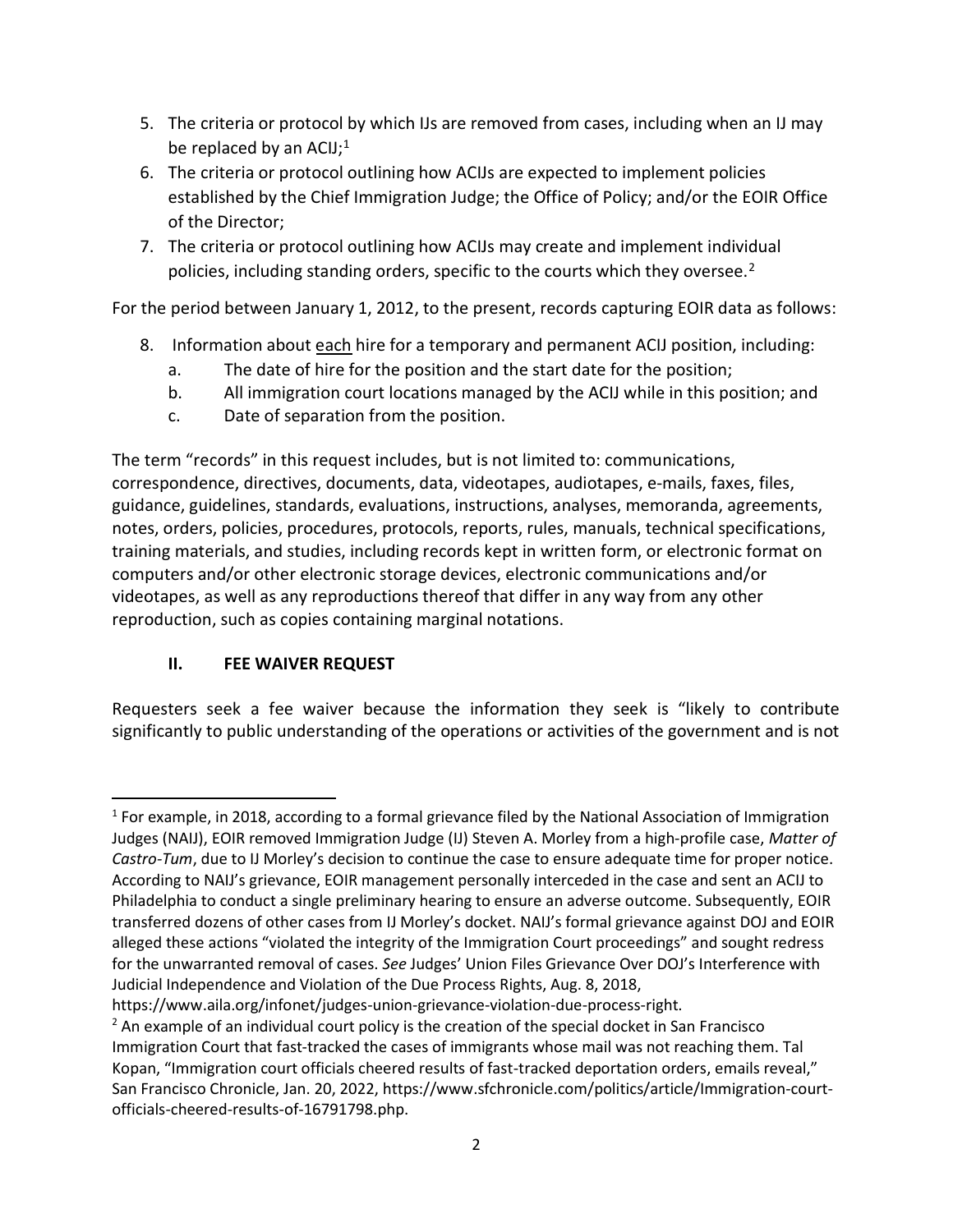5. The criteria or protocol by which IJs are removed from cases, including when an IJ may be replaced by an ACIJ;[1]
6. The criteria or protocol outlining how ACIJs are expected to implement policies established by the Chief Immigration Judge; the Office of Policy; and/or the EOIR Office of the Director;
7. The criteria or protocol outlining how ACIJs may create and implement individual policies, including standing orders, specific to the courts which they oversee.[2]

For the period between January 1, 2012, to the present, records capturing EOIR data as follows:

8. Information about each hire for a temporary and permanent ACIJ position, including:
   a. The date of hire for the position and the start date for the position;
   b. All immigration court locations managed by the ACIJ while in this position; and
   c. Date of separation from the position.

The term "records" in this request includes, but is not limited to: communications, correspondence, directives, documents, data, videotapes, audiotapes, e-mails, faxes, files, guidance, guidelines, standards, evaluations, instructions, analyses, memoranda, agreements, notes, orders, policies, procedures, protocols, reports, rules, manuals, technical specifications, training materials, and studies, including records kept in written form, or electronic format on computers and/or other electronic storage devices, electronic communications and/or videotapes, as well as any reproductions thereof that differ in any way from any other reproduction, such as copies containing marginal notations.

## II. FEE WAIVER REQUEST

Requesters seek a fee waiver because the information they seek is "likely to contribute significantly to public understanding of the operations or activities of the government and is not

---

[1] For example, in 2018, according to a formal grievance filed by the National Association of Immigration Judges (NAIJ), EOIR removed Immigration Judge (IJ) Steven A. Morley from a high-profile case, *Matter of Castro-Tum*, due to IJ Morley's decision to continue the case to ensure adequate time for proper notice. According to NAIJ's grievance, EOIR management personally interceded in the case and sent an ACIJ to Philadelphia to conduct a single preliminary hearing to ensure an adverse outcome. Subsequently, EOIR transferred dozens of other cases from IJ Morley's docket. NAIJ's formal grievance against DOJ and EOIR alleged these actions "violated the integrity of the Immigration Court proceedings" and sought redress for the unwarranted removal of cases. *See* Judges' Union Files Grievance Over DOJ's Interference with Judicial Independence and Violation of the Due Process Rights, Aug. 8, 2018, https://www.aila.org/infonet/judges-union-grievance-violation-due-process-right.

[2] An example of an individual court policy is the creation of the special docket in San Francisco Immigration Court that fast-tracked the cases of immigrants whose mail was not reaching them. Tal Kopan, "Immigration court officials cheered results of fast-tracked deportation orders, emails reveal," San Francisco Chronicle, Jan. 20, 2022, https://www.sfchronicle.com/politics/article/Immigration-court-officials-cheered-results-of-16791798.php.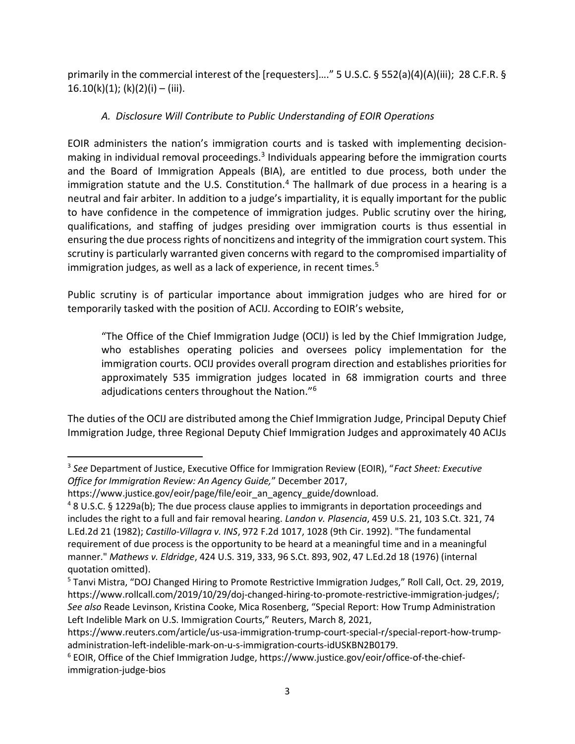primarily in the commercial interest of the [requesters]…." 5 U.S.C. § 552(a)(4)(A)(iii); 28 C.F.R. § 16.10(k)(1); (k)(2)(i) – (iii).

### *A. Disclosure Will Contribute to Public Understanding of EOIR Operations*

EOIR administers the nation's immigration courts and is tasked with implementing decision-making in individual removal proceedings.[3] Individuals appearing before the immigration courts and the Board of Immigration Appeals (BIA), are entitled to due process, both under the immigration statute and the U.S. Constitution.[4] The hallmark of due process in a hearing is a neutral and fair arbiter. In addition to a judge's impartiality, it is equally important for the public to have confidence in the competence of immigration judges. Public scrutiny over the hiring, qualifications, and staffing of judges presiding over immigration courts is thus essential in ensuring the due process rights of noncitizens and integrity of the immigration court system. This scrutiny is particularly warranted given concerns with regard to the compromised impartiality of immigration judges, as well as a lack of experience, in recent times.[5]

Public scrutiny is of particular importance about immigration judges who are hired for or temporarily tasked with the position of ACIJ. According to EOIR's website,

> "The Office of the Chief Immigration Judge (OCIJ) is led by the Chief Immigration Judge, who establishes operating policies and oversees policy implementation for the immigration courts. OCIJ provides overall program direction and establishes priorities for approximately 535 immigration judges located in 68 immigration courts and three adjudications centers throughout the Nation."[6]

The duties of the OCIJ are distributed among the Chief Immigration Judge, Principal Deputy Chief Immigration Judge, three Regional Deputy Chief Immigration Judges and approximately 40 ACIJs

---

[3] *See* Department of Justice, Executive Office for Immigration Review (EOIR), "*Fact Sheet: Executive Office for Immigration Review: An Agency Guide,*" December 2017, https://www.justice.gov/eoir/page/file/eoir_an_agency_guide/download.

[4] 8 U.S.C. § 1229a(b); The due process clause applies to immigrants in deportation proceedings and includes the right to a full and fair removal hearing. *Landon v. Plasencia*, 459 U.S. 21, 103 S.Ct. 321, 74 L.Ed.2d 21 (1982); *Castillo-Villagra v. INS*, 972 F.2d 1017, 1028 (9th Cir. 1992). "The fundamental requirement of due process is the opportunity to be heard at a meaningful time and in a meaningful manner." *Mathews v. Eldridge*, 424 U.S. 319, 333, 96 S.Ct. 893, 902, 47 L.Ed.2d 18 (1976) (internal quotation omitted).

[5] Tanvi Mistra, "DOJ Changed Hiring to Promote Restrictive Immigration Judges," Roll Call, Oct. 29, 2019, https://www.rollcall.com/2019/10/29/doj-changed-hiring-to-promote-restrictive-immigration-judges/; *See also* Reade Levinson, Kristina Cooke, Mica Rosenberg, "Special Report: How Trump Administration Left Indelible Mark on U.S. Immigration Courts," Reuters, March 8, 2021, https://www.reuters.com/article/us-usa-immigration-trump-court-special-r/special-report-how-trump-administration-left-indelible-mark-on-u-s-immigration-courts-idUSKBN2B0179.

[6] EOIR, Office of the Chief Immigration Judge, https://www.justice.gov/eoir/office-of-the-chief-immigration-judge-bios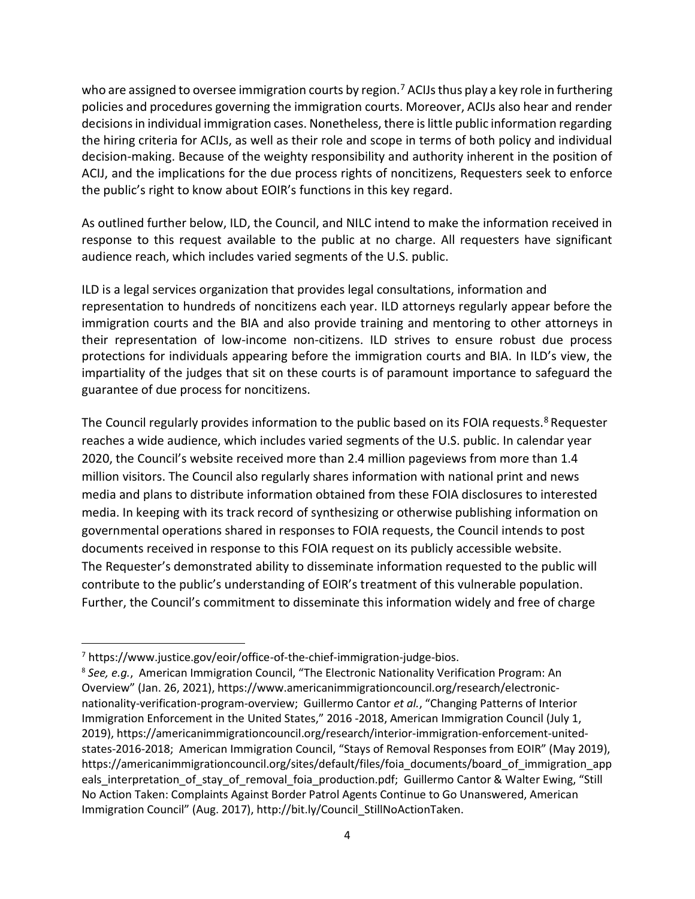who are assigned to oversee immigration courts by region.[7] ACIJs thus play a key role in furthering policies and procedures governing the immigration courts. Moreover, ACIJs also hear and render decisions in individual immigration cases. Nonetheless, there is little public information regarding the hiring criteria for ACIJs, as well as their role and scope in terms of both policy and individual decision-making. Because of the weighty responsibility and authority inherent in the position of ACIJ, and the implications for the due process rights of noncitizens, Requesters seek to enforce the public's right to know about EOIR's functions in this key regard.

As outlined further below, ILD, the Council, and NILC intend to make the information received in response to this request available to the public at no charge. All requesters have significant audience reach, which includes varied segments of the U.S. public.

ILD is a legal services organization that provides legal consultations, information and representation to hundreds of noncitizens each year. ILD attorneys regularly appear before the immigration courts and the BIA and also provide training and mentoring to other attorneys in their representation of low-income non-citizens. ILD strives to ensure robust due process protections for individuals appearing before the immigration courts and BIA. In ILD's view, the impartiality of the judges that sit on these courts is of paramount importance to safeguard the guarantee of due process for noncitizens.

The Council regularly provides information to the public based on its FOIA requests.[8] Requester reaches a wide audience, which includes varied segments of the U.S. public. In calendar year 2020, the Council's website received more than 2.4 million pageviews from more than 1.4 million visitors. The Council also regularly shares information with national print and news media and plans to distribute information obtained from these FOIA disclosures to interested media. In keeping with its track record of synthesizing or otherwise publishing information on governmental operations shared in responses to FOIA requests, the Council intends to post documents received in response to this FOIA request on its publicly accessible website. The Requester's demonstrated ability to disseminate information requested to the public will contribute to the public's understanding of EOIR's treatment of this vulnerable population. Further, the Council's commitment to disseminate this information widely and free of charge

---

[7] https://www.justice.gov/eoir/office-of-the-chief-immigration-judge-bios.

[8] *See, e.g.*, American Immigration Council, "The Electronic Nationality Verification Program: An Overview" (Jan. 26, 2021), https://www.americanimmigrationcouncil.org/research/electronic-nationality-verification-program-overview; Guillermo Cantor *et al.*, "Changing Patterns of Interior Immigration Enforcement in the United States," 2016 -2018, American Immigration Council (July 1, 2019), https://americanimmigrationcouncil.org/research/interior-immigration-enforcement-united-states-2016-2018; American Immigration Council, "Stays of Removal Responses from EOIR" (May 2019), https://americanimmigrationcouncil.org/sites/default/files/foia_documents/board_of_immigration_appeals_interpretation_of_stay_of_removal_foia_production.pdf; Guillermo Cantor & Walter Ewing, "Still No Action Taken: Complaints Against Border Patrol Agents Continue to Go Unanswered, American Immigration Council" (Aug. 2017), http://bit.ly/Council_StillNoActionTaken.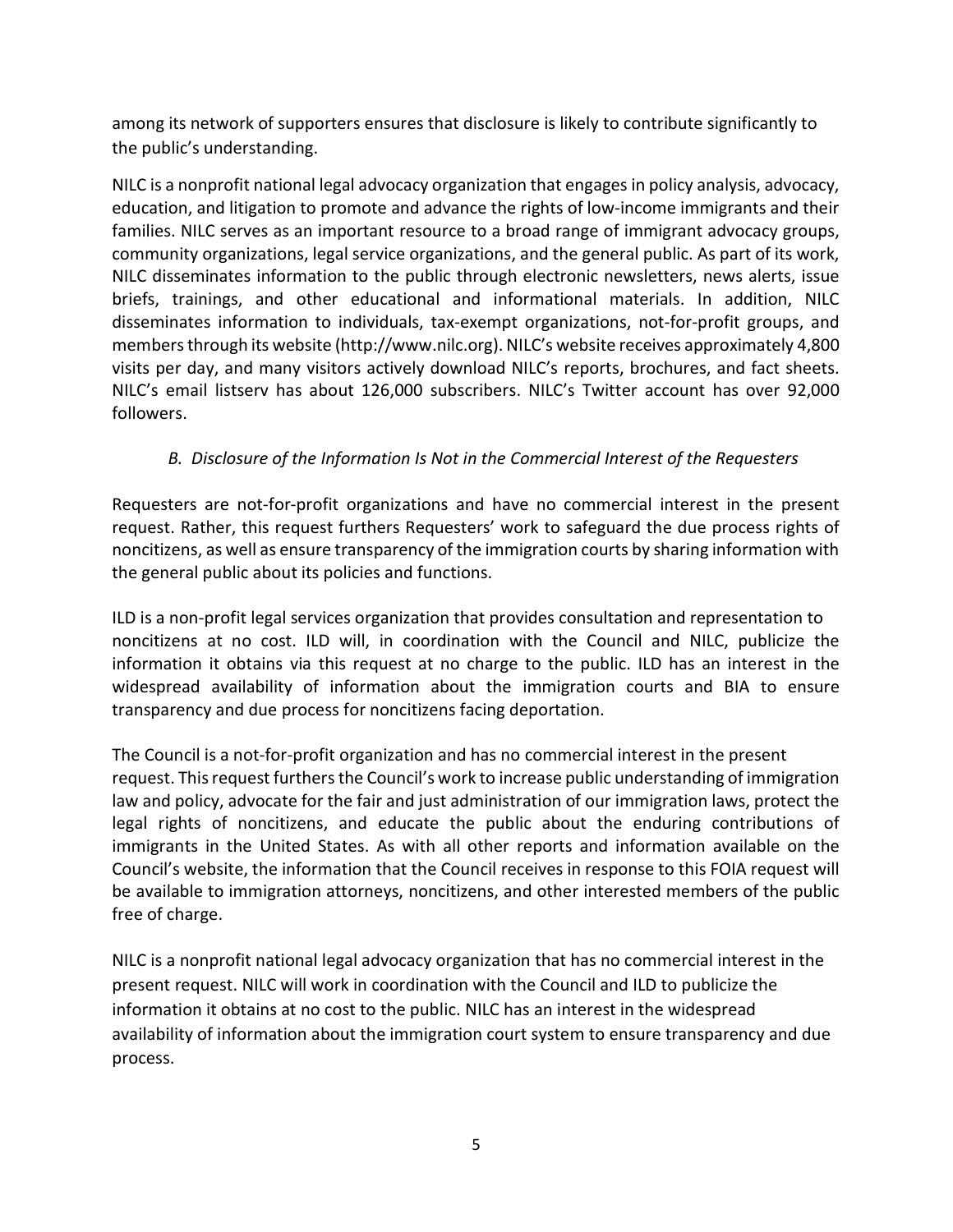among its network of supporters ensures that disclosure is likely to contribute significantly to the public's understanding.

NILC is a nonprofit national legal advocacy organization that engages in policy analysis, advocacy, education, and litigation to promote and advance the rights of low-income immigrants and their families. NILC serves as an important resource to a broad range of immigrant advocacy groups, community organizations, legal service organizations, and the general public. As part of its work, NILC disseminates information to the public through electronic newsletters, news alerts, issue briefs, trainings, and other educational and informational materials. In addition, NILC disseminates information to individuals, tax-exempt organizations, not-for-profit groups, and members through its website (http://www.nilc.org). NILC's website receives approximately 4,800 visits per day, and many visitors actively download NILC's reports, brochures, and fact sheets. NILC's email listserv has about 126,000 subscribers. NILC's Twitter account has over 92,000 followers.

### *B. Disclosure of the Information Is Not in the Commercial Interest of the Requesters*

Requesters are not-for-profit organizations and have no commercial interest in the present request. Rather, this request furthers Requesters' work to safeguard the due process rights of noncitizens, as well as ensure transparency of the immigration courts by sharing information with the general public about its policies and functions.

ILD is a non-profit legal services organization that provides consultation and representation to noncitizens at no cost. ILD will, in coordination with the Council and NILC, publicize the information it obtains via this request at no charge to the public. ILD has an interest in the widespread availability of information about the immigration courts and BIA to ensure transparency and due process for noncitizens facing deportation.

The Council is a not-for-profit organization and has no commercial interest in the present request. This request furthers the Council's work to increase public understanding of immigration law and policy, advocate for the fair and just administration of our immigration laws, protect the legal rights of noncitizens, and educate the public about the enduring contributions of immigrants in the United States. As with all other reports and information available on the Council's website, the information that the Council receives in response to this FOIA request will be available to immigration attorneys, noncitizens, and other interested members of the public free of charge.

NILC is a nonprofit national legal advocacy organization that has no commercial interest in the present request. NILC will work in coordination with the Council and ILD to publicize the information it obtains at no cost to the public. NILC has an interest in the widespread availability of information about the immigration court system to ensure transparency and due process.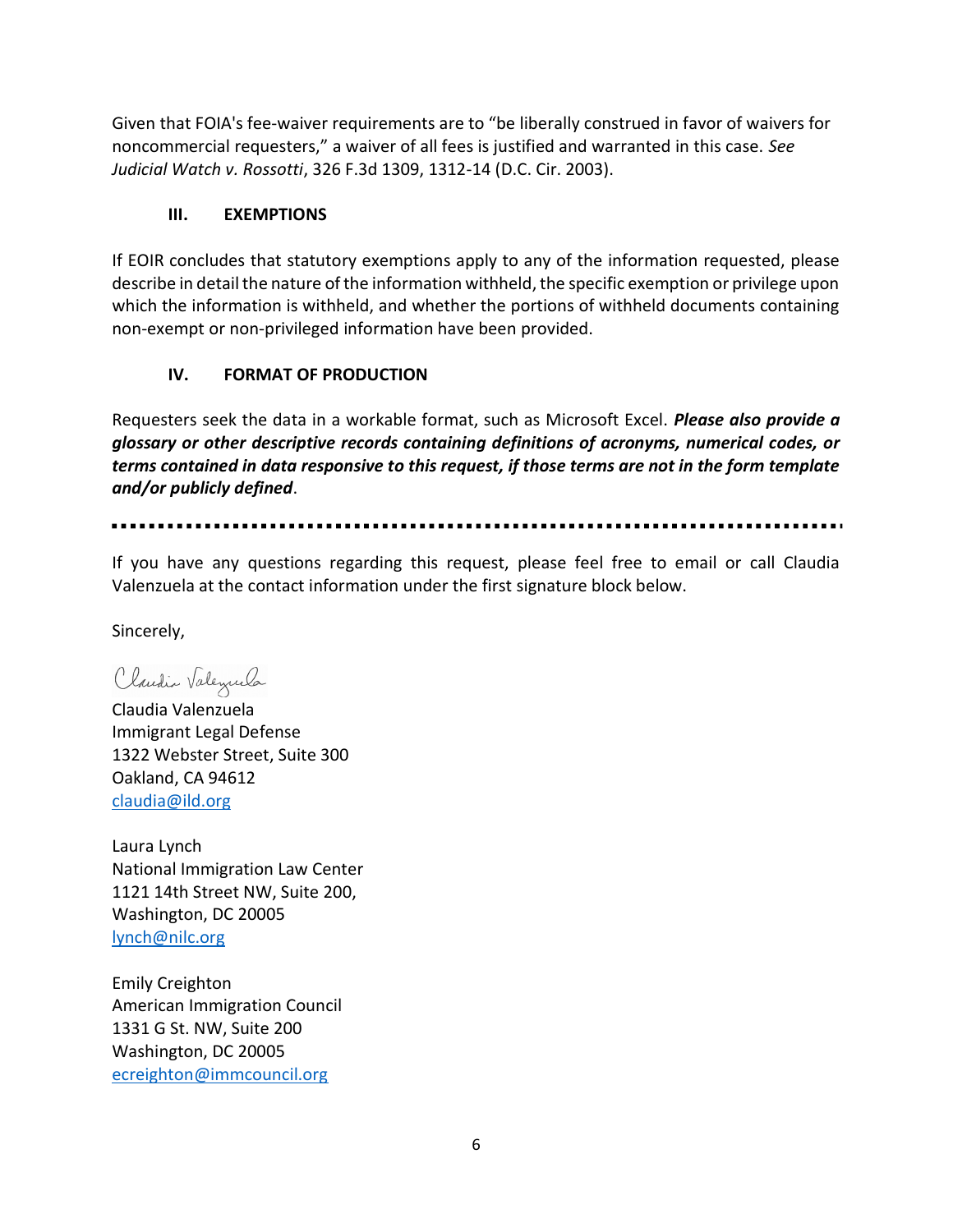Given that FOIA's fee-waiver requirements are to "be liberally construed in favor of waivers for noncommercial requesters," a waiver of all fees is justified and warranted in this case. *See Judicial Watch v. Rossotti*, 326 F.3d 1309, 1312-14 (D.C. Cir. 2003).

## III. EXEMPTIONS

If EOIR concludes that statutory exemptions apply to any of the information requested, please describe in detail the nature of the information withheld, the specific exemption or privilege upon which the information is withheld, and whether the portions of withheld documents containing non-exempt or non-privileged information have been provided.

## IV. FORMAT OF PRODUCTION

Requesters seek the data in a workable format, such as Microsoft Excel. ***Please also provide a glossary or other descriptive records containing definitions of acronyms, numerical codes, or terms contained in data responsive to this request, if those terms are not in the form template and/or publicly defined***.

---

If you have any questions regarding this request, please feel free to email or call Claudia Valenzuela at the contact information under the first signature block below.

Sincerely,

Claudia Valenzuela
Immigrant Legal Defense
1322 Webster Street, Suite 300
Oakland, CA 94612
claudia@ild.org

Laura Lynch
National Immigration Law Center
1121 14th Street NW, Suite 200,
Washington, DC 20005
lynch@nilc.org

Emily Creighton
American Immigration Council
1331 G St. NW, Suite 200
Washington, DC 20005
ecreighton@immcouncil.org